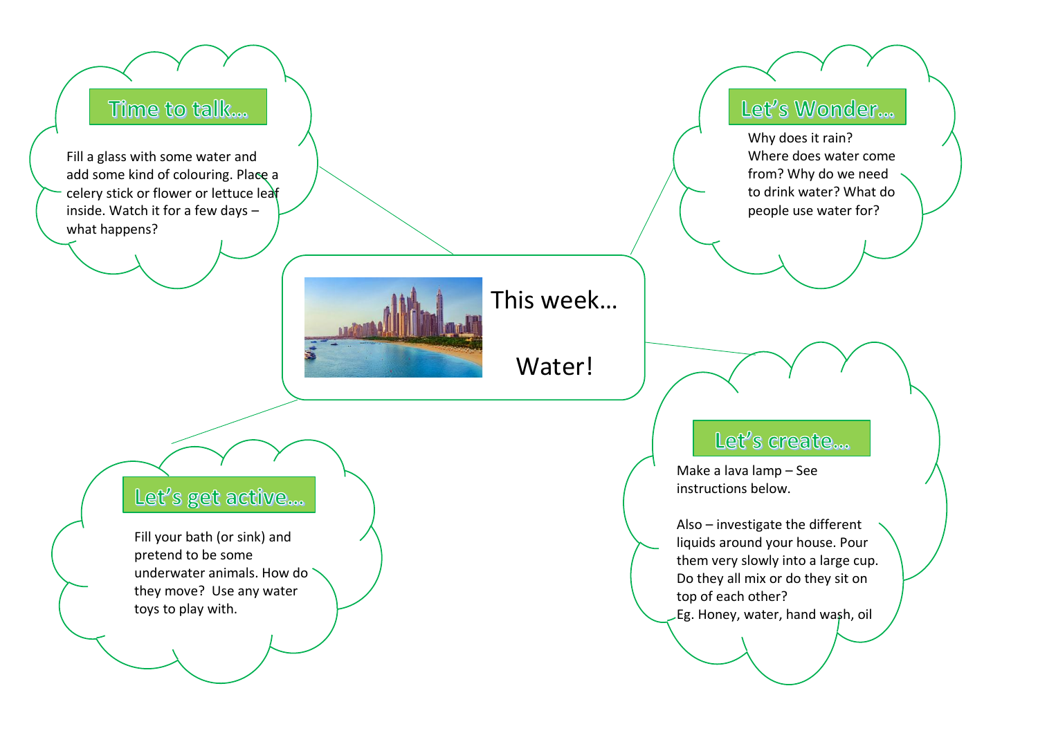# This week… Water!

## Time to talk…

Fill a glass with some water and add some kind of colouring. Place a celery stick or flower or lettuce leaf inside. Watch it for a few days – what happens?

## Let's Wonder…

Why does it rain? Where does water come from? Why do we need to drink water? What do people use water for?

## Let's get active…

Fill your bath (or sink) and pretend to be some underwater animals. How do they move? Use any water toys to play with.

## Let's create…

Make a lava lamp – See instructions below.

Also – investigate the different liquids around your house. Pour them very slowly into a large cup. Do they all mix or do they sit on top of each other?
Eg. Honey, water, hand wash, oil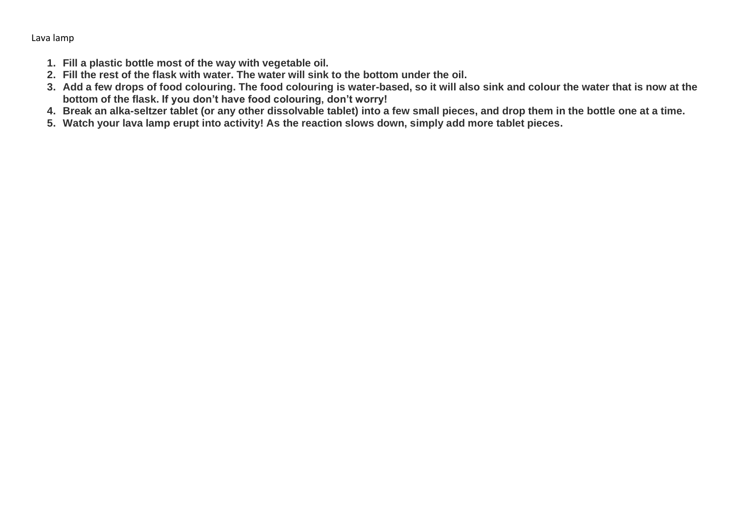Lava lamp

1. **Fill a plastic bottle most of the way with vegetable oil.**
2. **Fill the rest of the flask with water. The water will sink to the bottom under the oil.**
3. **Add a few drops of food colouring. The food colouring is water-based, so it will also sink and colour the water that is now at the bottom of the flask. If you don't have food colouring, don't worry!**
4. **Break an alka-seltzer tablet (or any other dissolvable tablet) into a few small pieces, and drop them in the bottle one at a time.**
5. **Watch your lava lamp erupt into activity! As the reaction slows down, simply add more tablet pieces.**